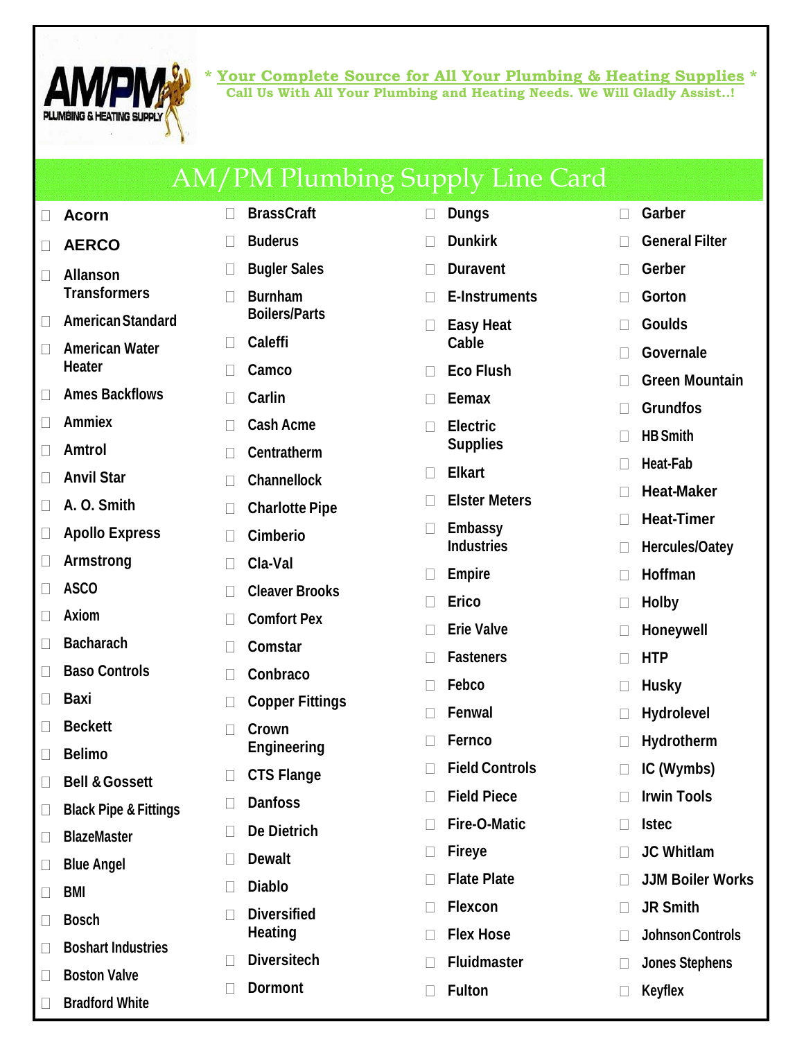*** Your Complete Source for All Your Plumbing & Heating Supplies ***

**Call Us With All Your Plumbing and Heating Needs. We Will Gladly Assist..!**

# AM/PM Plumbing Supply Line Card

- Acorn
- AERCO
- Allanson Transformers
- American Standard
- American Water Heater
- Ames Backflows
- Ammiex
- Amtrol
- Anvil Star
- A. O. Smith
- Apollo Express
- Armstrong
- ASCO
- Axiom
- Bacharach
- Baso Controls
- Baxi
- Beckett
- Belimo
- Bell & Gossett
- Black Pipe & Fittings
- BlazeMaster
- Blue Angel
- BMI
- Bosch
- Boshart Industries
- Boston Valve
- Bradford White
- BrassCraft
- Buderus
- Bugler Sales
- Burnham Boilers/Parts
- Caleffi
- Camco
- Carlin
- Cash Acme
- Centratherm
- Channellock
- Charlotte Pipe
- Cimberio
- Cla-Val
- Cleaver Brooks
- Comfort Pex
- Comstar
- Conbraco
- Copper Fittings
- Crown Engineering
- CTS Flange
- Danfoss
- De Dietrich
- Dewalt
- Diablo
- Diversified Heating
- Diversitech
- Dormont
- Dungs
- Dunkirk
- Duravent
- E-Instruments
- Easy Heat Cable
- Eco Flush
- Eemax
- Electric Supplies
- Elkart
- Elster Meters
- Embassy Industries
- Empire
- Erico
- Erie Valve
- Fasteners
- Febco
- Fenwal
- Fernco
- Field Controls
- Field Piece
- Fire-O-Matic
- Fireye
- Flate Plate
- Flexcon
- Flex Hose
- Fluidmaster
- Fulton
- Garber
- General Filter
- Gerber
- Gorton
- Goulds
- Governale
- Green Mountain
- Grundfos
- HB Smith
- Heat-Fab
- Heat-Maker
- Heat-Timer
- Hercules/Oatey
- Hoffman
- Holby
- Honeywell
- HTP
- Husky
- Hydrolevel
- Hydrotherm
- IC (Wymbs)
- Irwin Tools
- Istec
- JC Whitlam
- JJM Boiler Works
- JR Smith
- Johnson Controls
- Jones Stephens
- Keyflex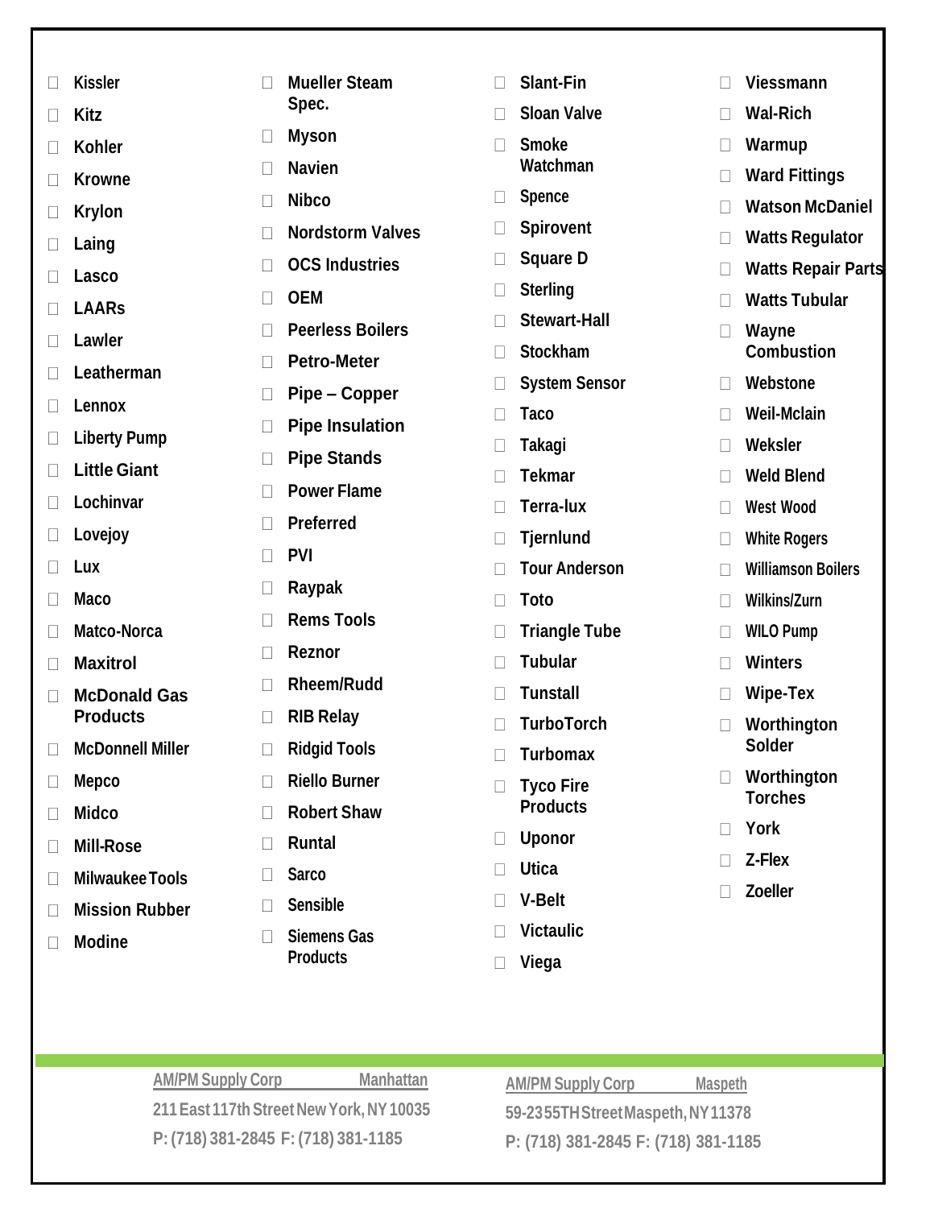- ☐ Kissler
- ☐ Kitz
- ☐ Kohler
- ☐ Krowne
- ☐ Krylon
- ☐ Laing
- ☐ Lasco
- ☐ LAARs
- ☐ Lawler
- ☐ Leatherman
- ☐ Lennox
- ☐ Liberty Pump
- ☐ Little Giant
- ☐ Lochinvar
- ☐ Lovejoy
- ☐ Lux
- ☐ Maco
- ☐ Matco-Norca
- ☐ Maxitrol
- ☐ McDonald Gas Products
- ☐ McDonnell Miller
- ☐ Mepco
- ☐ Midco
- ☐ Mill-Rose
- ☐ Milwaukee Tools
- ☐ Mission Rubber
- ☐ Modine
- ☐ Mueller Steam Spec.
- ☐ Myson
- ☐ Navien
- ☐ Nibco
- ☐ Nordstorm Valves
- ☐ OCS Industries
- ☐ OEM
- ☐ Peerless Boilers
- ☐ Petro-Meter
- ☐ Pipe – Copper
- ☐ Pipe Insulation
- ☐ Pipe Stands
- ☐ Power Flame
- ☐ Preferred
- ☐ PVI
- ☐ Raypak
- ☐ Rems Tools
- ☐ Reznor
- ☐ Rheem/Rudd
- ☐ RIB Relay
- ☐ Ridgid Tools
- ☐ Riello Burner
- ☐ Robert Shaw
- ☐ Runtal
- ☐ Sarco
- ☐ Sensible
- ☐ Siemens Gas Products
- ☐ Slant-Fin
- ☐ Sloan Valve
- ☐ Smoke Watchman
- ☐ Spence
- ☐ Spirovent
- ☐ Square D
- ☐ Sterling
- ☐ Stewart-Hall
- ☐ Stockham
- ☐ System Sensor
- ☐ Taco
- ☐ Takagi
- ☐ Tekmar
- ☐ Terra-lux
- ☐ Tjernlund
- ☐ Tour Anderson
- ☐ Toto
- ☐ Triangle Tube
- ☐ Tubular
- ☐ Tunstall
- ☐ TurboTorch
- ☐ Turbomax
- ☐ Tyco Fire Products
- ☐ Uponor
- ☐ Utica
- ☐ V-Belt
- ☐ Victaulic
- ☐ Viega
- ☐ Viessmann
- ☐ Wal-Rich
- ☐ Warmup
- ☐ Ward Fittings
- ☐ Watson McDaniel
- ☐ Watts Regulator
- ☐ Watts Repair Parts
- ☐ Watts Tubular
- ☐ Wayne Combustion
- ☐ Webstone
- ☐ Weil-Mclain
- ☐ Weksler
- ☐ Weld Blend
- ☐ West Wood
- ☐ White Rogers
- ☐ Williamson Boilers
- ☐ Wilkins/Zurn
- ☐ WILO Pump
- ☐ Winters
- ☐ Wipe-Tex
- ☐ Worthington Solder
- ☐ Worthington Torches
- ☐ York
- ☐ Z-Flex
- ☐ Zoeller

AM/PM Supply Corp Manhattan
211 East 117th Street New York, NY 10035
P: (718) 381-2845 F: (718) 381-1185

AM/PM Supply Corp Maspeth
59-23 55TH Street Maspeth, NY 11378
P: (718) 381-2845 F: (718) 381-1185